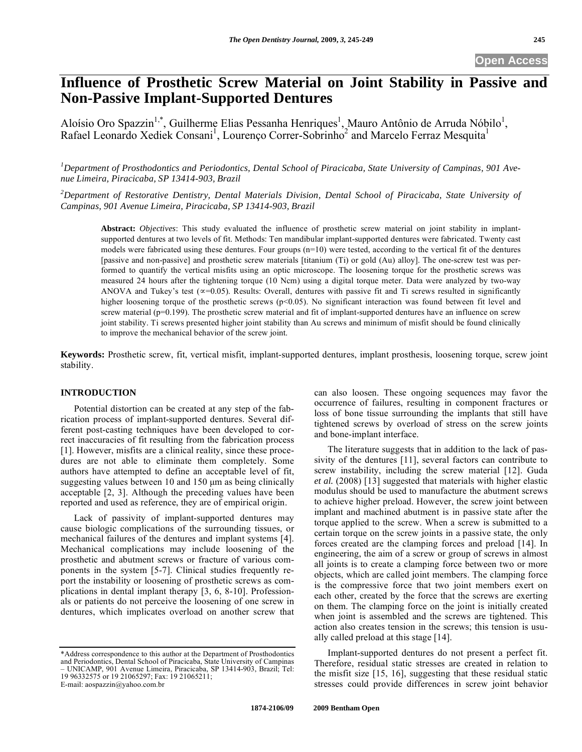Open Access

# Influence of Prosthetic Screw Material on Joint Stability in Passive and Non-Passive Implant-Supported Dentures

Aloísio Oro Spazzin[1,*], Guilherme Elias Pessanha Henriques[1], Mauro Antônio de Arruda Nóbilo[1], Rafael Leonardo Xediek Consani[1], Lourenço Correr-Sobrinho[2] and Marcelo Ferraz Mesquita[1]

*[1]Department of Prosthodontics and Periodontics, Dental School of Piracicaba, State University of Campinas, 901 Avenue Limeira, Piracicaba, SP 13414-903, Brazil*

*[2]Department of Restorative Dentistry, Dental Materials Division, Dental School of Piracicaba, State University of Campinas, 901 Avenue Limeira, Piracicaba, SP 13414-903, Brazil*

**Abstract:** *Objectives*: This study evaluated the influence of prosthetic screw material on joint stability in implant-supported dentures at two levels of fit. Methods: Ten mandibular implant-supported dentures were fabricated. Twenty cast models were fabricated using these dentures. Four groups (n=10) were tested, according to the vertical fit of the dentures [passive and non-passive] and prosthetic screw materials [titanium (Ti) or gold (Au) alloy]. The one-screw test was performed to quantify the vertical misfits using an optic microscope. The loosening torque for the prosthetic screws was measured 24 hours after the tightening torque (10 Ncm) using a digital torque meter. Data were analyzed by two-way ANOVA and Tukey's test ($\propto$=0.05). Results: Overall, dentures with passive fit and Ti screws resulted in significantly higher loosening torque of the prosthetic screws ($p<0.05$). No significant interaction was found between fit level and screw material ($p=0.199$). The prosthetic screw material and fit of implant-supported dentures have an influence on screw joint stability. Ti screws presented higher joint stability than Au screws and minimum of misfit should be found clinically to improve the mechanical behavior of the screw joint.

**Keywords:** Prosthetic screw, fit, vertical misfit, implant-supported dentures, implant prosthesis, loosening torque, screw joint stability.

## INTRODUCTION

Potential distortion can be created at any step of the fabrication process of implant-supported dentures. Several different post-casting techniques have been developed to correct inaccuracies of fit resulting from the fabrication process [1]. However, misfits are a clinical reality, since these procedures are not able to eliminate them completely. Some authors have attempted to define an acceptable level of fit, suggesting values between 10 and 150 μm as being clinically acceptable [2, 3]. Although the preceding values have been reported and used as reference, they are of empirical origin.

Lack of passivity of implant-supported dentures may cause biologic complications of the surrounding tissues, or mechanical failures of the dentures and implant systems [4]. Mechanical complications may include loosening of the prosthetic and abutment screws or fracture of various components in the system [5-7]. Clinical studies frequently report the instability or loosening of prosthetic screws as complications in dental implant therapy [3, 6, 8-10]. Professionals or patients do not perceive the loosening of one screw in dentures, which implicates overload on another screw that can also loosen. These ongoing sequences may favor the occurrence of failures, resulting in component fractures or loss of bone tissue surrounding the implants that still have tightened screws by overload of stress on the screw joints and bone-implant interface.

The literature suggests that in addition to the lack of passivity of the dentures [11], several factors can contribute to screw instability, including the screw material [12]. Guda *et al.* (2008) [13] suggested that materials with higher elastic modulus should be used to manufacture the abutment screws to achieve higher preload. However, the screw joint between implant and machined abutment is in passive state after the torque applied to the screw. When a screw is submitted to a certain torque on the screw joints in a passive state, the only forces created are the clamping forces and preload [14]. In engineering, the aim of a screw or group of screws in almost all joints is to create a clamping force between two or more objects, which are called joint members. The clamping force is the compressive force that two joint members exert on each other, created by the force that the screws are exerting on them. The clamping force on the joint is initially created when joint is assembled and the screws are tightened. This action also creates tension in the screws; this tension is usually called preload at this stage [14].

Implant-supported dentures do not present a perfect fit. Therefore, residual static stresses are created in relation to the misfit size [15, 16], suggesting that these residual static stresses could provide differences in screw joint behavior

*Address correspondence to this author at the Department of Prosthodontics and Periodontics, Dental School of Piracicaba, State University of Campinas – UNICAMP, 901 Avenue Limeira, Piracicaba, SP 13414-903, Brazil; Tel: 19 96332575 or 19 21065297; Fax: 19 21065211; E-mail: aospazzin@yahoo.com.br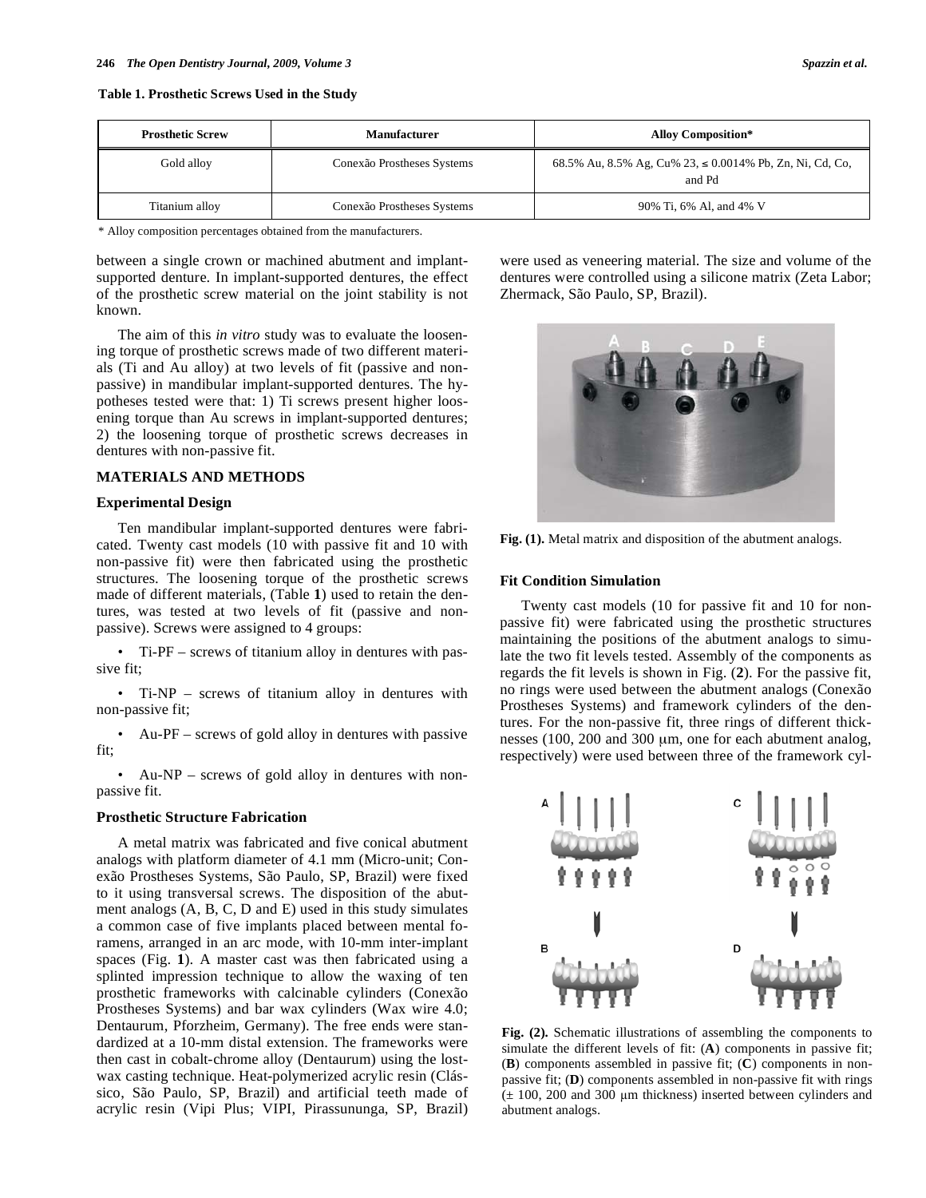**Table 1. Prosthetic Screws Used in the Study**

| Prosthetic Screw | Manufacturer | Alloy Composition* |
|---|---|---|
| Gold alloy | Conexão Prostheses Systems | 68.5% Au, 8.5% Ag, Cu% 23, ≤ 0.0014% Pb, Zn, Ni, Cd, Co, and Pd |
| Titanium alloy | Conexão Prostheses Systems | 90% Ti, 6% Al, and 4% V |

\* Alloy composition percentages obtained from the manufacturers.

between a single crown or machined abutment and implant-supported denture. In implant-supported dentures, the effect of the prosthetic screw material on the joint stability is not known.

The aim of this *in vitro* study was to evaluate the loosening torque of prosthetic screws made of two different materials (Ti and Au alloy) at two levels of fit (passive and non-passive) in mandibular implant-supported dentures. The hypotheses tested were that: 1) Ti screws present higher loosening torque than Au screws in implant-supported dentures; 2) the loosening torque of prosthetic screws decreases in dentures with non-passive fit.

## MATERIALS AND METHODS

### Experimental Design

Ten mandibular implant-supported dentures were fabricated. Twenty cast models (10 with passive fit and 10 with non-passive fit) were then fabricated using the prosthetic structures. The loosening torque of the prosthetic screws made of different materials, (Table **1**) used to retain the dentures, was tested at two levels of fit (passive and non-passive). Screws were assigned to 4 groups:

- Ti-PF – screws of titanium alloy in dentures with passive fit;
- Ti-NP – screws of titanium alloy in dentures with non-passive fit;
- Au-PF – screws of gold alloy in dentures with passive fit;
- Au-NP – screws of gold alloy in dentures with non-passive fit.

### Prosthetic Structure Fabrication

A metal matrix was fabricated and five conical abutment analogs with platform diameter of 4.1 mm (Micro-unit; Conexão Prostheses Systems, São Paulo, SP, Brazil) were fixed to it using transversal screws. The disposition of the abutment analogs (A, B, C, D and E) used in this study simulates a common case of five implants placed between mental foramens, arranged in an arc mode, with 10-mm inter-implant spaces (Fig. **1**). A master cast was then fabricated using a splinted impression technique to allow the waxing of ten prosthetic frameworks with calcinable cylinders (Conexão Prostheses Systems) and bar wax cylinders (Wax wire 4.0; Dentaurum, Pforzheim, Germany). The free ends were standardized at a 10-mm distal extension. The frameworks were then cast in cobalt-chrome alloy (Dentaurum) using the lost-wax casting technique. Heat-polymerized acrylic resin (Clássico, São Paulo, SP, Brazil) and artificial teeth made of acrylic resin (Vipi Plus; VIPI, Pirassununga, SP, Brazil) were used as veneering material. The size and volume of the dentures were controlled using a silicone matrix (Zeta Labor; Zhermack, São Paulo, SP, Brazil).

**Fig. (1).** Metal matrix and disposition of the abutment analogs.

### Fit Condition Simulation

Twenty cast models (10 for passive fit and 10 for non-passive fit) were fabricated using the prosthetic structures maintaining the positions of the abutment analogs to simulate the two fit levels tested. Assembly of the components as regards the fit levels is shown in Fig. (**2**). For the passive fit, no rings were used between the abutment analogs (Conexão Prostheses Systems) and framework cylinders of the dentures. For the non-passive fit, three rings of different thicknesses (100, 200 and 300 μm, one for each abutment analog, respectively) were used between three of the framework cyl-

**Fig. (2).** Schematic illustrations of assembling the components to simulate the different levels of fit: (**A**) components in passive fit; (**B**) components assembled in passive fit; (**C**) components in non-passive fit; (**D**) components assembled in non-passive fit with rings (± 100, 200 and 300 μm thickness) inserted between cylinders and abutment analogs.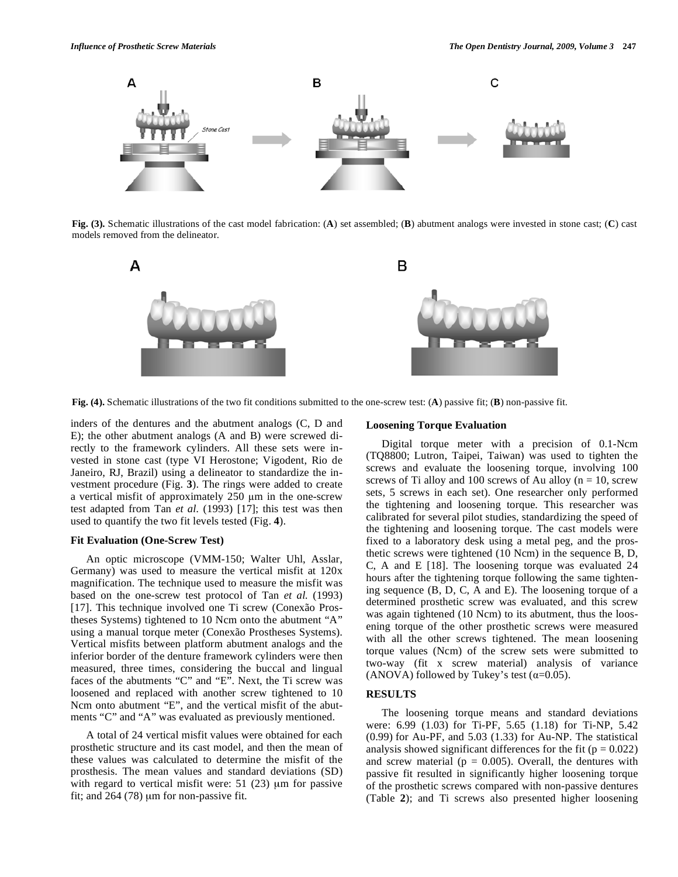Fig. (3). Schematic illustrations of the cast model fabrication: (**A**) set assembled; (**B**) abutment analogs were invested in stone cast; (**C**) cast models removed from the delineator.

Fig. (4). Schematic illustrations of the two fit conditions submitted to the one-screw test: (**A**) passive fit; (**B**) non-passive fit.

inders of the dentures and the abutment analogs (C, D and E); the other abutment analogs (A and B) were screwed directly to the framework cylinders. All these sets were invested in stone cast (type VI Herostone; Vigodent, Rio de Janeiro, RJ, Brazil) using a delineator to standardize the investment procedure (Fig. **3**). The rings were added to create a vertical misfit of approximately 250 μm in the one-screw test adapted from Tan *et al*. (1993) [17]; this test was then used to quantify the two fit levels tested (Fig. **4**).

### Fit Evaluation (One-Screw Test)

An optic microscope (VMM-150; Walter Uhl, Asslar, Germany) was used to measure the vertical misfit at 120x magnification. The technique used to measure the misfit was based on the one-screw test protocol of Tan *et al.* (1993) [17]. This technique involved one Ti screw (Conexão Prostheses Systems) tightened to 10 Ncm onto the abutment "A" using a manual torque meter (Conexão Prostheses Systems). Vertical misfits between platform abutment analogs and the inferior border of the denture framework cylinders were then measured, three times, considering the buccal and lingual faces of the abutments "C" and "E". Next, the Ti screw was loosened and replaced with another screw tightened to 10 Ncm onto abutment "E", and the vertical misfit of the abutments "C" and "A" was evaluated as previously mentioned.

A total of 24 vertical misfit values were obtained for each prosthetic structure and its cast model, and then the mean of these values was calculated to determine the misfit of the prosthesis. The mean values and standard deviations (SD) with regard to vertical misfit were: 51 (23) μm for passive fit; and 264 (78) μm for non-passive fit.

### Loosening Torque Evaluation

Digital torque meter with a precision of 0.1-Ncm (TQ8800; Lutron, Taipei, Taiwan) was used to tighten the screws and evaluate the loosening torque, involving 100 screws of Ti alloy and 100 screws of Au alloy ($n = 10$, screw sets, 5 screws in each set). One researcher only performed the tightening and loosening torque. This researcher was calibrated for several pilot studies, standardizing the speed of the tightening and loosening torque. The cast models were fixed to a laboratory desk using a metal peg, and the prosthetic screws were tightened (10 Ncm) in the sequence B, D, C, A and E [18]. The loosening torque was evaluated 24 hours after the tightening torque following the same tightening sequence (B, D, C, A and E). The loosening torque of a determined prosthetic screw was evaluated, and this screw was again tightened (10 Ncm) to its abutment, thus the loosening torque of the other prosthetic screws were measured with all the other screws tightened. The mean loosening torque values (Ncm) of the screw sets were submitted to two-way (fit x screw material) analysis of variance (ANOVA) followed by Tukey's test ($\alpha$=0.05).

## RESULTS

The loosening torque means and standard deviations were: 6.99 (1.03) for Ti-PF, 5.65 (1.18) for Ti-NP, 5.42 (0.99) for Au-PF, and 5.03 (1.33) for Au-NP. The statistical analysis showed significant differences for the fit ($p = 0.022$) and screw material ($p = 0.005$). Overall, the dentures with passive fit resulted in significantly higher loosening torque of the prosthetic screws compared with non-passive dentures (Table **2**); and Ti screws also presented higher loosening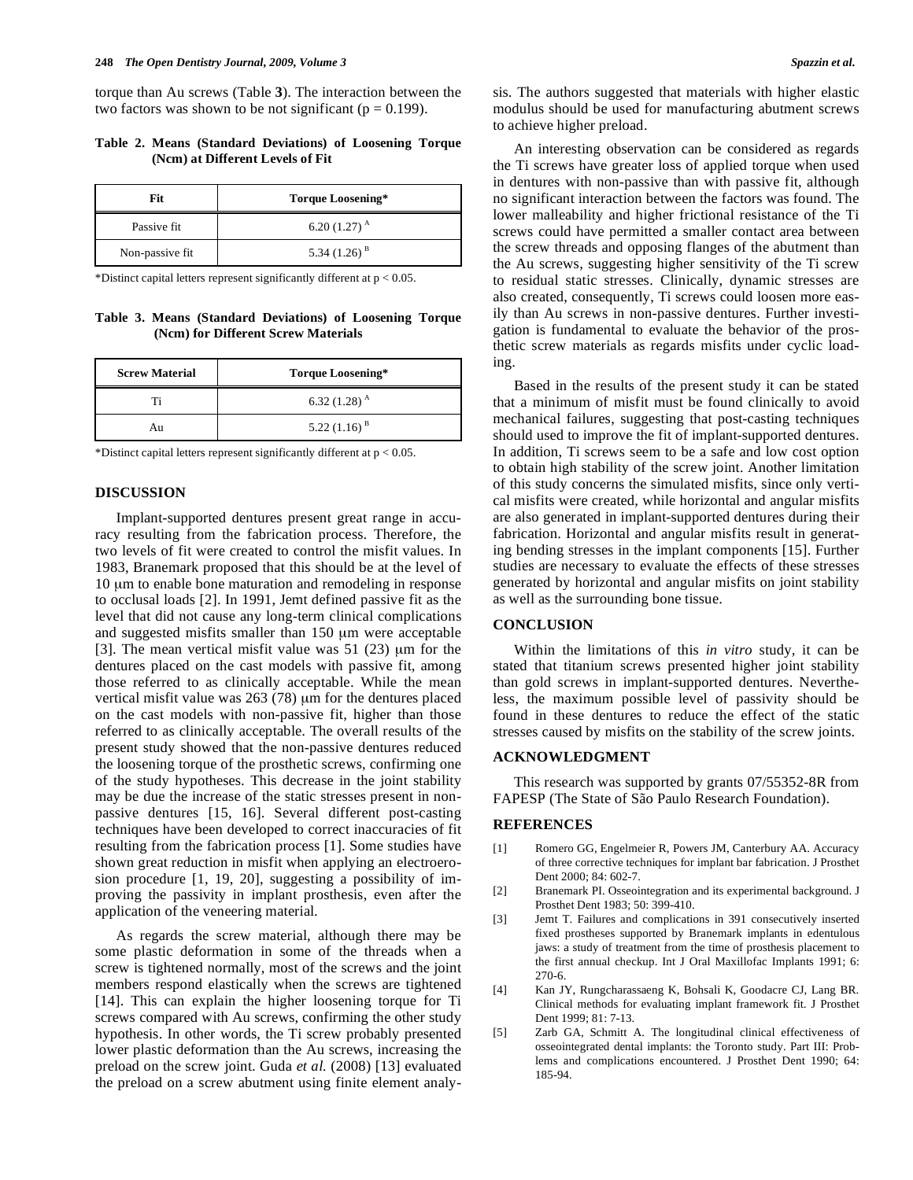torque than Au screws (Table **3**). The interaction between the two factors was shown to be not significant ($p = 0.199$).

**Table 2. Means (Standard Deviations) of Loosening Torque (Ncm) at Different Levels of Fit**

| Fit | Torque Loosening* |
|---|---|
| Passive fit | 6.20 (1.27) $^{A}$ |
| Non-passive fit | 5.34 (1.26) $^{B}$ |

*Distinct capital letters represent significantly different at $p < 0.05$.

**Table 3. Means (Standard Deviations) of Loosening Torque (Ncm) for Different Screw Materials**

| Screw Material | Torque Loosening* |
|---|---|
| Ti | 6.32 (1.28) $^{A}$ |
| Au | 5.22 (1.16) $^{B}$ |

*Distinct capital letters represent significantly different at $p < 0.05$.

## DISCUSSION

Implant-supported dentures present great range in accuracy resulting from the fabrication process. Therefore, the two levels of fit were created to control the misfit values. In 1983, Branemark proposed that this should be at the level of 10 μm to enable bone maturation and remodeling in response to occlusal loads [2]. In 1991, Jemt defined passive fit as the level that did not cause any long-term clinical complications and suggested misfits smaller than 150 μm were acceptable [3]. The mean vertical misfit value was 51 (23) μm for the dentures placed on the cast models with passive fit, among those referred to as clinically acceptable. While the mean vertical misfit value was 263 (78) μm for the dentures placed on the cast models with non-passive fit, higher than those referred to as clinically acceptable. The overall results of the present study showed that the non-passive dentures reduced the loosening torque of the prosthetic screws, confirming one of the study hypotheses. This decrease in the joint stability may be due the increase of the static stresses present in non-passive dentures [15, 16]. Several different post-casting techniques have been developed to correct inaccuracies of fit resulting from the fabrication process [1]. Some studies have shown great reduction in misfit when applying an electroerosion procedure [1, 19, 20], suggesting a possibility of improving the passivity in implant prosthesis, even after the application of the veneering material.

As regards the screw material, although there may be some plastic deformation in some of the threads when a screw is tightened normally, most of the screws and the joint members respond elastically when the screws are tightened [14]. This can explain the higher loosening torque for Ti screws compared with Au screws, confirming the other study hypothesis. In other words, the Ti screw probably presented lower plastic deformation than the Au screws, increasing the preload on the screw joint. Guda *et al.* (2008) [13] evaluated the preload on a screw abutment using finite element analysis. The authors suggested that materials with higher elastic modulus should be used for manufacturing abutment screws to achieve higher preload.

An interesting observation can be considered as regards the Ti screws have greater loss of applied torque when used in dentures with non-passive than with passive fit, although no significant interaction between the factors was found. The lower malleability and higher frictional resistance of the Ti screws could have permitted a smaller contact area between the screw threads and opposing flanges of the abutment than the Au screws, suggesting higher sensitivity of the Ti screw to residual static stresses. Clinically, dynamic stresses are also created, consequently, Ti screws could loosen more easily than Au screws in non-passive dentures. Further investigation is fundamental to evaluate the behavior of the prosthetic screw materials as regards misfits under cyclic loading.

Based in the results of the present study it can be stated that a minimum of misfit must be found clinically to avoid mechanical failures, suggesting that post-casting techniques should used to improve the fit of implant-supported dentures. In addition, Ti screws seem to be a safe and low cost option to obtain high stability of the screw joint. Another limitation of this study concerns the simulated misfits, since only vertical misfits were created, while horizontal and angular misfits are also generated in implant-supported dentures during their fabrication. Horizontal and angular misfits result in generating bending stresses in the implant components [15]. Further studies are necessary to evaluate the effects of these stresses generated by horizontal and angular misfits on joint stability as well as the surrounding bone tissue.

## CONCLUSION

Within the limitations of this *in vitro* study, it can be stated that titanium screws presented higher joint stability than gold screws in implant-supported dentures. Nevertheless, the maximum possible level of passivity should be found in these dentures to reduce the effect of the static stresses caused by misfits on the stability of the screw joints.

## ACKNOWLEDGMENT

This research was supported by grants 07/55352-8R from FAPESP (The State of São Paulo Research Foundation).

## REFERENCES

[1] Romero GG, Engelmeier R, Powers JM, Canterbury AA. Accuracy of three corrective techniques for implant bar fabrication. J Prosthet Dent 2000; 84: 602-7.

[2] Branemark PI. Osseointegration and its experimental background. J Prosthet Dent 1983; 50: 399-410.

[3] Jemt T. Failures and complications in 391 consecutively inserted fixed prostheses supported by Branemark implants in edentulous jaws: a study of treatment from the time of prosthesis placement to the first annual checkup. Int J Oral Maxillofac Implants 1991; 6: 270-6.

[4] Kan JY, Rungcharassaeng K, Bohsali K, Goodacre CJ, Lang BR. Clinical methods for evaluating implant framework fit. J Prosthet Dent 1999; 81: 7-13.

[5] Zarb GA, Schmitt A. The longitudinal clinical effectiveness of osseointegrated dental implants: the Toronto study. Part III: Problems and complications encountered. J Prosthet Dent 1990; 64: 185-94.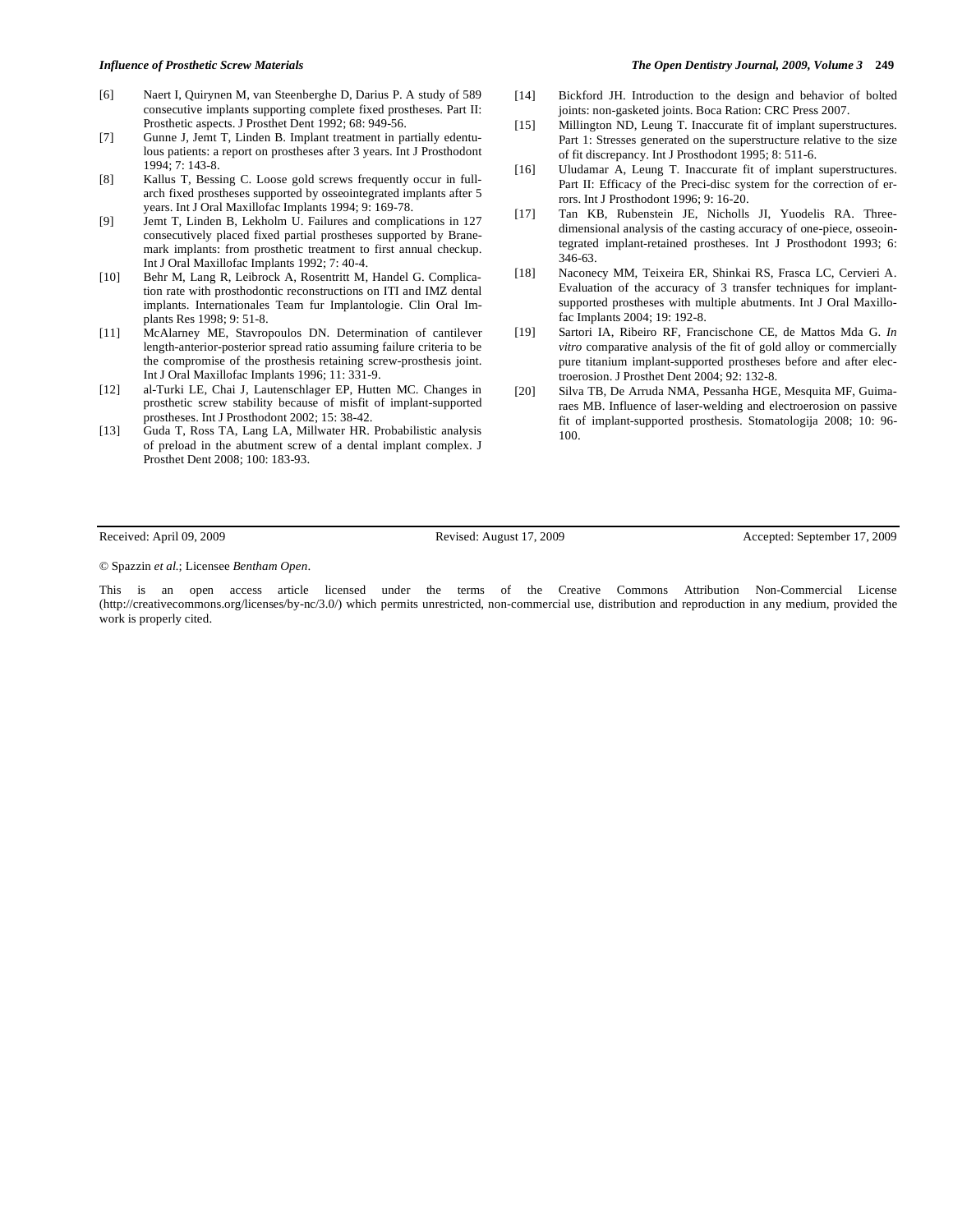[6] Naert I, Quirynen M, van Steenberghe D, Darius P. A study of 589 consecutive implants supporting complete fixed prostheses. Part II: Prosthetic aspects. J Prosthet Dent 1992; 68: 949-56.

[7] Gunne J, Jemt T, Linden B. Implant treatment in partially edentulous patients: a report on prostheses after 3 years. Int J Prosthodont 1994; 7: 143-8.

[8] Kallus T, Bessing C. Loose gold screws frequently occur in full-arch fixed prostheses supported by osseointegrated implants after 5 years. Int J Oral Maxillofac Implants 1994; 9: 169-78.

[9] Jemt T, Linden B, Lekholm U. Failures and complications in 127 consecutively placed fixed partial prostheses supported by Branemark implants: from prosthetic treatment to first annual checkup. Int J Oral Maxillofac Implants 1992; 7: 40-4.

[10] Behr M, Lang R, Leibrock A, Rosentritt M, Handel G. Complication rate with prosthodontic reconstructions on ITI and IMZ dental implants. Internationales Team fur Implantologie. Clin Oral Implants Res 1998; 9: 51-8.

[11] McAlarney ME, Stavropoulos DN. Determination of cantilever length-anterior-posterior spread ratio assuming failure criteria to be the compromise of the prosthesis retaining screw-prosthesis joint. Int J Oral Maxillofac Implants 1996; 11: 331-9.

[12] al-Turki LE, Chai J, Lautenschlager EP, Hutten MC. Changes in prosthetic screw stability because of misfit of implant-supported prostheses. Int J Prosthodont 2002; 15: 38-42.

[13] Guda T, Ross TA, Lang LA, Millwater HR. Probabilistic analysis of preload in the abutment screw of a dental implant complex. J Prosthet Dent 2008; 100: 183-93.

[14] Bickford JH. Introduction to the design and behavior of bolted joints: non-gasketed joints. Boca Ration: CRC Press 2007.

[15] Millington ND, Leung T. Inaccurate fit of implant superstructures. Part 1: Stresses generated on the superstructure relative to the size of fit discrepancy. Int J Prosthodont 1995; 8: 511-6.

[16] Uludamar A, Leung T. Inaccurate fit of implant superstructures. Part II: Efficacy of the Preci-disc system for the correction of errors. Int J Prosthodont 1996; 9: 16-20.

[17] Tan KB, Rubenstein JE, Nicholls JI, Yuodelis RA. Three-dimensional analysis of the casting accuracy of one-piece, osseointegrated implant-retained prostheses. Int J Prosthodont 1993; 6: 346-63.

[18] Naconecy MM, Teixeira ER, Shinkai RS, Frasca LC, Cervieri A. Evaluation of the accuracy of 3 transfer techniques for implant-supported prostheses with multiple abutments. Int J Oral Maxillofac Implants 2004; 19: 192-8.

[19] Sartori IA, Ribeiro RF, Francischone CE, de Mattos Mda G. *In vitro* comparative analysis of the fit of gold alloy or commercially pure titanium implant-supported prostheses before and after electroerosion. J Prosthet Dent 2004; 92: 132-8.

[20] Silva TB, De Arruda NMA, Pessanha HGE, Mesquita MF, Guimaraes MB. Influence of laser-welding and electroerosion on passive fit of implant-supported prosthesis. Stomatologija 2008; 10: 96-100.

---

Received: April 09, 2009 Revised: August 17, 2009 Accepted: September 17, 2009

© Spazzin *et al.*; Licensee *Bentham Open*.

This is an open access article licensed under the terms of the Creative Commons Attribution Non-Commercial License (http://creativecommons.org/licenses/by-nc/3.0/) which permits unrestricted, non-commercial use, distribution and reproduction in any medium, provided the work is properly cited.